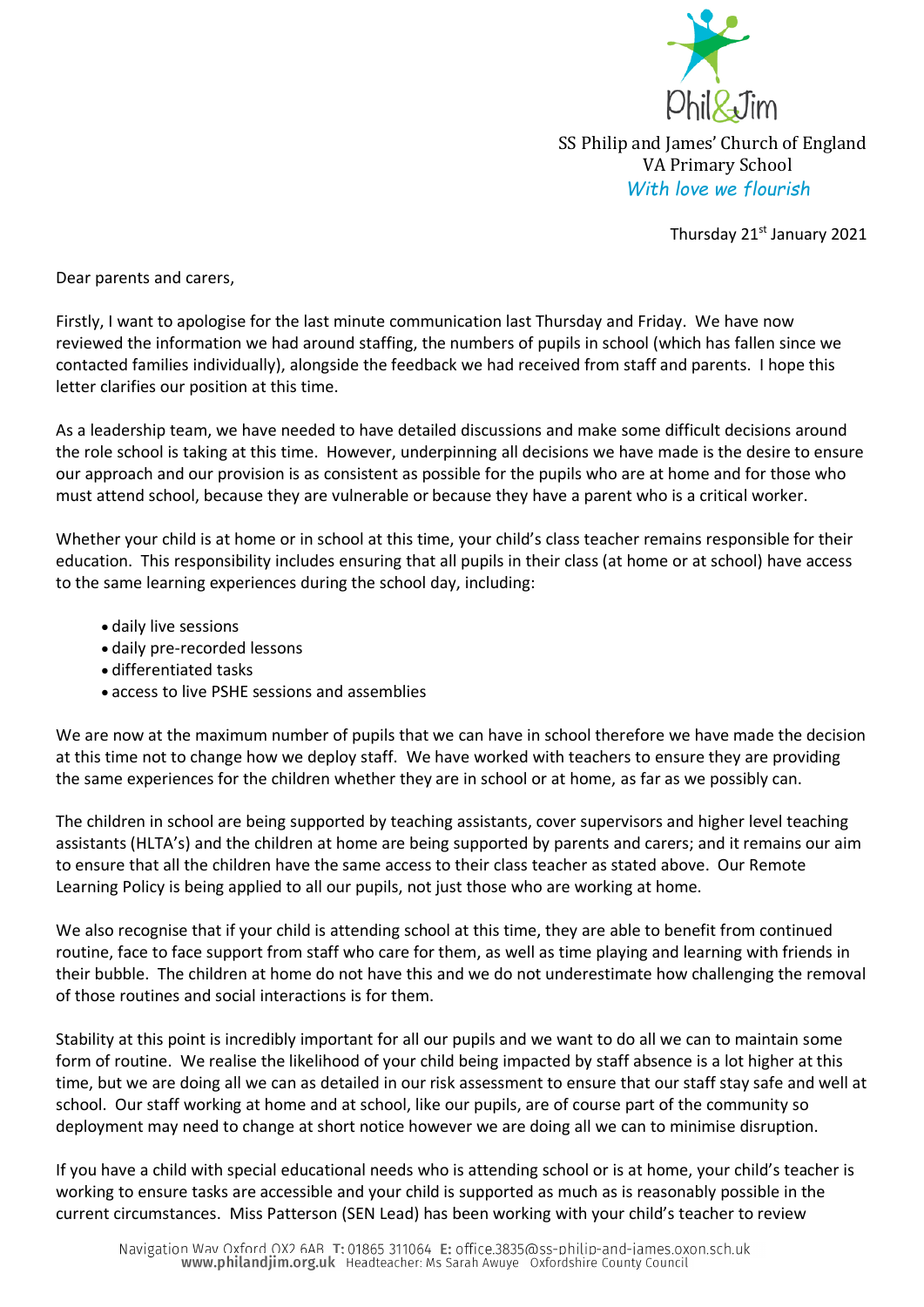Phil&Jim

SS Philip and James' Church of England VA Primary School

*With love we flourish*

Thursday 21st January 2021

Dear parents and carers,

Firstly, I want to apologise for the last minute communication last Thursday and Friday. We have now reviewed the information we had around staffing, the numbers of pupils in school (which has fallen since we contacted families individually), alongside the feedback we had received from staff and parents. I hope this letter clarifies our position at this time.

As a leadership team, we have needed to have detailed discussions and make some difficult decisions around the role school is taking at this time. However, underpinning all decisions we have made is the desire to ensure our approach and our provision is as consistent as possible for the pupils who are at home and for those who must attend school, because they are vulnerable or because they have a parent who is a critical worker.

Whether your child is at home or in school at this time, your child's class teacher remains responsible for their education. This responsibility includes ensuring that all pupils in their class (at home or at school) have access to the same learning experiences during the school day, including:

- daily live sessions
- daily pre-recorded lessons
- differentiated tasks
- access to live PSHE sessions and assemblies

We are now at the maximum number of pupils that we can have in school therefore we have made the decision at this time not to change how we deploy staff. We have worked with teachers to ensure they are providing the same experiences for the children whether they are in school or at home, as far as we possibly can.

The children in school are being supported by teaching assistants, cover supervisors and higher level teaching assistants (HLTA's) and the children at home are being supported by parents and carers; and it remains our aim to ensure that all the children have the same access to their class teacher as stated above. Our Remote Learning Policy is being applied to all our pupils, not just those who are working at home.

We also recognise that if your child is attending school at this time, they are able to benefit from continued routine, face to face support from staff who care for them, as well as time playing and learning with friends in their bubble. The children at home do not have this and we do not underestimate how challenging the removal of those routines and social interactions is for them.

Stability at this point is incredibly important for all our pupils and we want to do all we can to maintain some form of routine. We realise the likelihood of your child being impacted by staff absence is a lot higher at this time, but we are doing all we can as detailed in our risk assessment to ensure that our staff stay safe and well at school. Our staff working at home and at school, like our pupils, are of course part of the community so deployment may need to change at short notice however we are doing all we can to minimise disruption.

If you have a child with special educational needs who is attending school or is at home, your child's teacher is working to ensure tasks are accessible and your child is supported as much as is reasonably possible in the current circumstances. Miss Patterson (SEN Lead) has been working with your child's teacher to review

Navigation Way Oxford OX2 6AB **T:** 01865 311064 **E:** office.3835@ss-philip-and-james.oxon.sch.uk
**www.philandjim.org.uk** Headteacher: Ms Sarah Awuye Oxfordshire County Council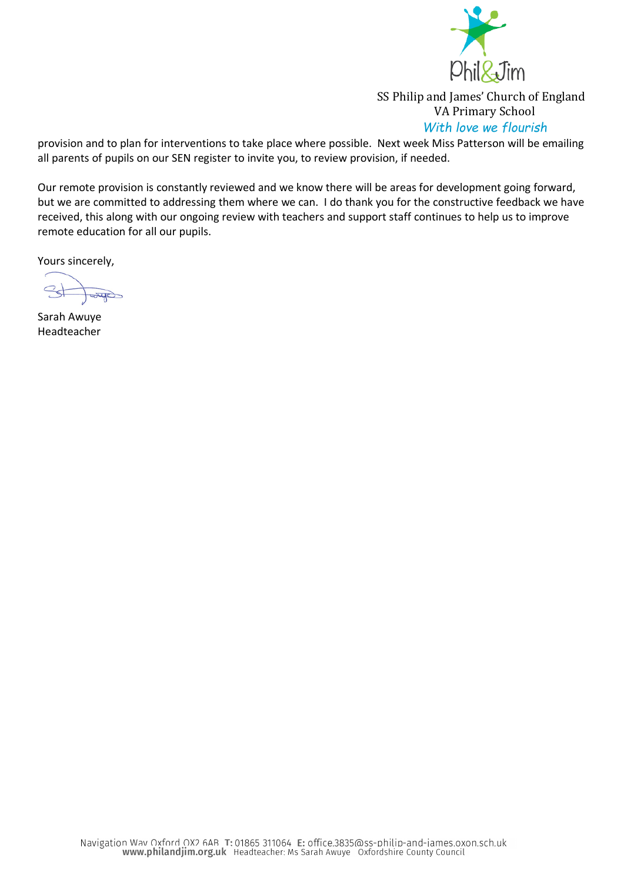provision and to plan for interventions to take place where possible. Next week Miss Patterson will be emailing all parents of pupils on our SEN register to invite you, to review provision, if needed.

Our remote provision is constantly reviewed and we know there will be areas for development going forward, but we are committed to addressing them where we can. I do thank you for the constructive feedback we have received, this along with our ongoing review with teachers and support staff continues to help us to improve remote education for all our pupils.

Yours sincerely,

Sarah Awuye
Headteacher